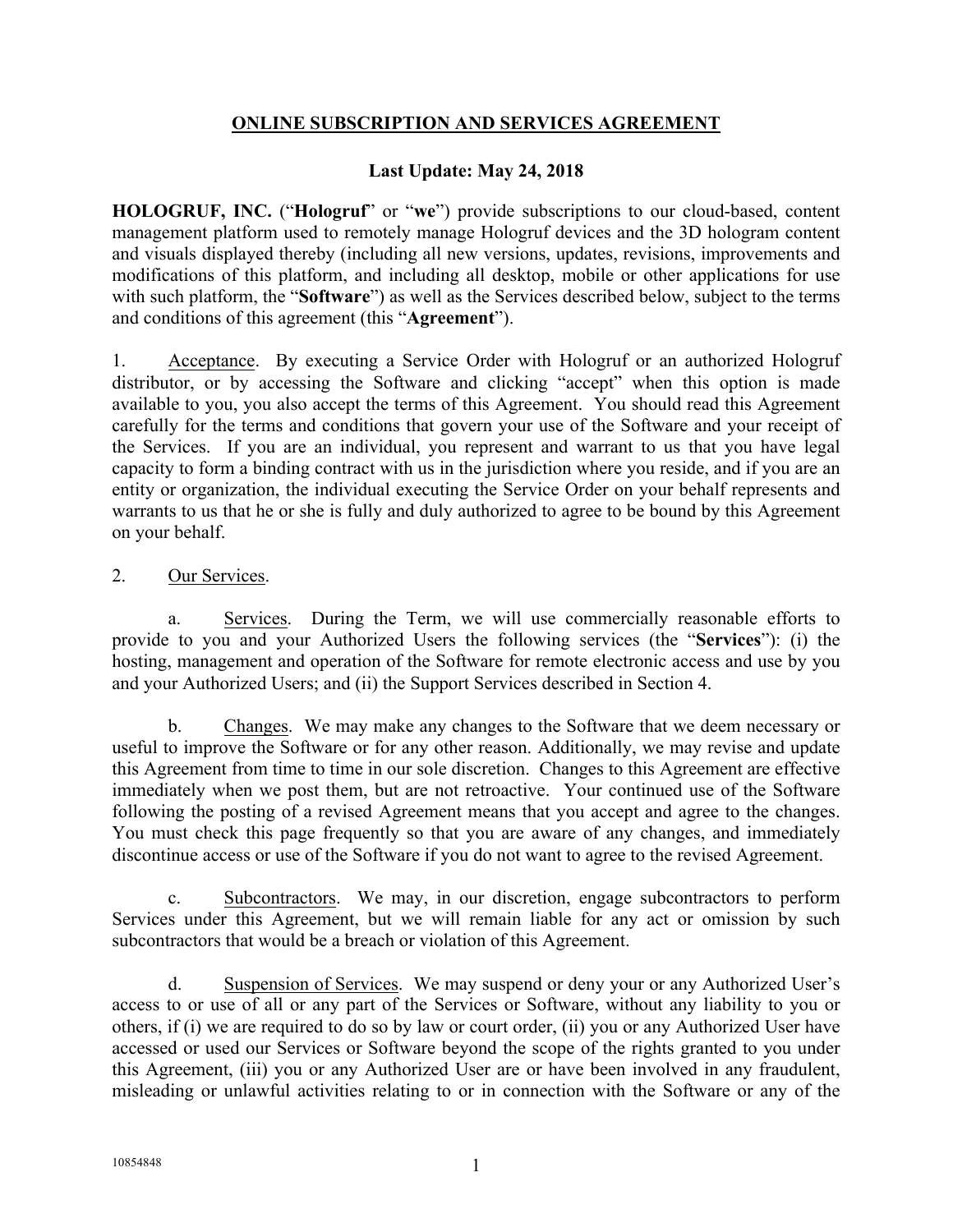# ONLINE SUBSCRIPTION AND SERVICES AGREEMENT

**Last Update: May 24, 2018**

**HOLOGRUF, INC.** ("**Hologruf**" or "**we**") provide subscriptions to our cloud-based, content management platform used to remotely manage Hologruf devices and the 3D hologram content and visuals displayed thereby (including all new versions, updates, revisions, improvements and modifications of this platform, and including all desktop, mobile or other applications for use with such platform, the "**Software**") as well as the Services described below, subject to the terms and conditions of this agreement (this "**Agreement**").

1. Acceptance. By executing a Service Order with Hologruf or an authorized Hologruf distributor, or by accessing the Software and clicking "accept" when this option is made available to you, you also accept the terms of this Agreement. You should read this Agreement carefully for the terms and conditions that govern your use of the Software and your receipt of the Services. If you are an individual, you represent and warrant to us that you have legal capacity to form a binding contract with us in the jurisdiction where you reside, and if you are an entity or organization, the individual executing the Service Order on your behalf represents and warrants to us that he or she is fully and duly authorized to agree to be bound by this Agreement on your behalf.

2. Our Services.

a. Services. During the Term, we will use commercially reasonable efforts to provide to you and your Authorized Users the following services (the "**Services**"): (i) the hosting, management and operation of the Software for remote electronic access and use by you and your Authorized Users; and (ii) the Support Services described in Section 4.

b. Changes. We may make any changes to the Software that we deem necessary or useful to improve the Software or for any other reason. Additionally, we may revise and update this Agreement from time to time in our sole discretion. Changes to this Agreement are effective immediately when we post them, but are not retroactive. Your continued use of the Software following the posting of a revised Agreement means that you accept and agree to the changes. You must check this page frequently so that you are aware of any changes, and immediately discontinue access or use of the Software if you do not want to agree to the revised Agreement.

c. Subcontractors. We may, in our discretion, engage subcontractors to perform Services under this Agreement, but we will remain liable for any act or omission by such subcontractors that would be a breach or violation of this Agreement.

d. Suspension of Services. We may suspend or deny your or any Authorized User's access to or use of all or any part of the Services or Software, without any liability to you or others, if (i) we are required to do so by law or court order, (ii) you or any Authorized User have accessed or used our Services or Software beyond the scope of the rights granted to you under this Agreement, (iii) you or any Authorized User are or have been involved in any fraudulent, misleading or unlawful activities relating to or in connection with the Software or any of the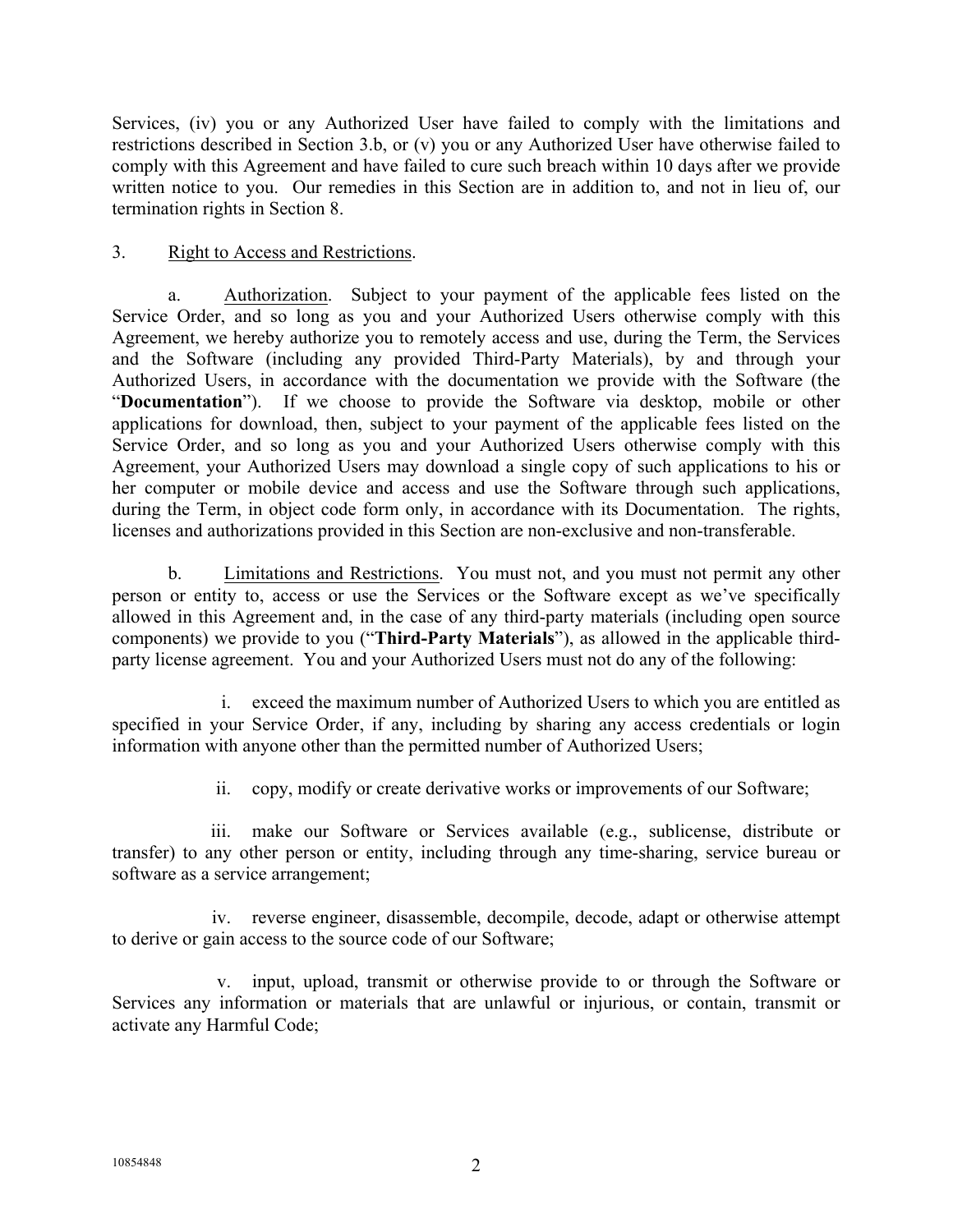Services, (iv) you or any Authorized User have failed to comply with the limitations and restrictions described in Section 3.b, or (v) you or any Authorized User have otherwise failed to comply with this Agreement and have failed to cure such breach within 10 days after we provide written notice to you. Our remedies in this Section are in addition to, and not in lieu of, our termination rights in Section 8.

3. Right to Access and Restrictions.

a. Authorization. Subject to your payment of the applicable fees listed on the Service Order, and so long as you and your Authorized Users otherwise comply with this Agreement, we hereby authorize you to remotely access and use, during the Term, the Services and the Software (including any provided Third-Party Materials), by and through your Authorized Users, in accordance with the documentation we provide with the Software (the "**Documentation**"). If we choose to provide the Software via desktop, mobile or other applications for download, then, subject to your payment of the applicable fees listed on the Service Order, and so long as you and your Authorized Users otherwise comply with this Agreement, your Authorized Users may download a single copy of such applications to his or her computer or mobile device and access and use the Software through such applications, during the Term, in object code form only, in accordance with its Documentation. The rights, licenses and authorizations provided in this Section are non-exclusive and non-transferable.

b. Limitations and Restrictions. You must not, and you must not permit any other person or entity to, access or use the Services or the Software except as we've specifically allowed in this Agreement and, in the case of any third-party materials (including open source components) we provide to you ("**Third-Party Materials**"), as allowed in the applicable third-party license agreement. You and your Authorized Users must not do any of the following:

i. exceed the maximum number of Authorized Users to which you are entitled as specified in your Service Order, if any, including by sharing any access credentials or login information with anyone other than the permitted number of Authorized Users;

ii. copy, modify or create derivative works or improvements of our Software;

iii. make our Software or Services available (e.g., sublicense, distribute or transfer) to any other person or entity, including through any time-sharing, service bureau or software as a service arrangement;

iv. reverse engineer, disassemble, decompile, decode, adapt or otherwise attempt to derive or gain access to the source code of our Software;

v. input, upload, transmit or otherwise provide to or through the Software or Services any information or materials that are unlawful or injurious, or contain, transmit or activate any Harmful Code;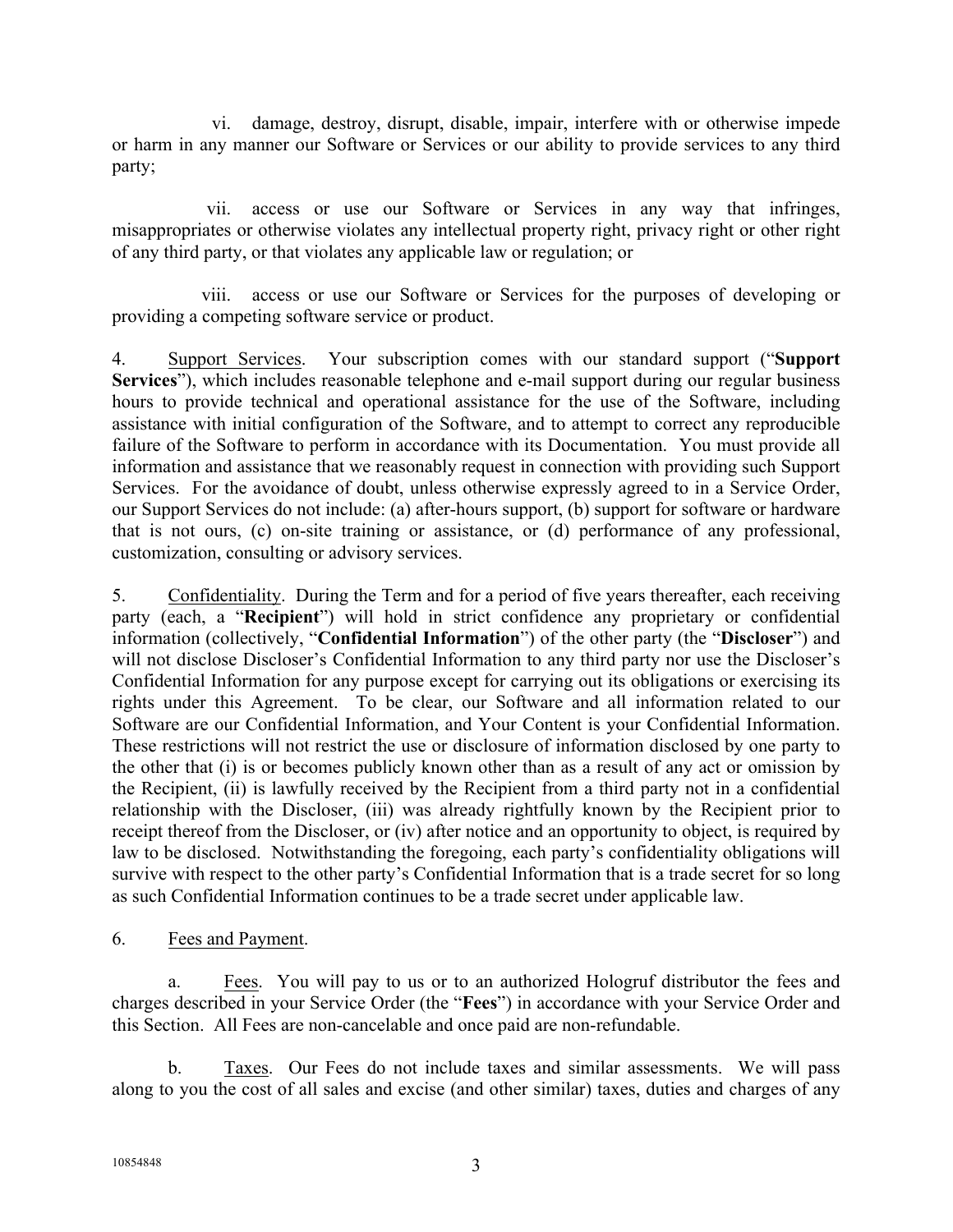vi. damage, destroy, disrupt, disable, impair, interfere with or otherwise impede or harm in any manner our Software or Services or our ability to provide services to any third party;

vii. access or use our Software or Services in any way that infringes, misappropriates or otherwise violates any intellectual property right, privacy right or other right of any third party, or that violates any applicable law or regulation; or

viii. access or use our Software or Services for the purposes of developing or providing a competing software service or product.

4. Support Services. Your subscription comes with our standard support ("**Support Services**"), which includes reasonable telephone and e-mail support during our regular business hours to provide technical and operational assistance for the use of the Software, including assistance with initial configuration of the Software, and to attempt to correct any reproducible failure of the Software to perform in accordance with its Documentation. You must provide all information and assistance that we reasonably request in connection with providing such Support Services. For the avoidance of doubt, unless otherwise expressly agreed to in a Service Order, our Support Services do not include: (a) after-hours support, (b) support for software or hardware that is not ours, (c) on-site training or assistance, or (d) performance of any professional, customization, consulting or advisory services.

5. Confidentiality. During the Term and for a period of five years thereafter, each receiving party (each, a "**Recipient**") will hold in strict confidence any proprietary or confidential information (collectively, "**Confidential Information**") of the other party (the "**Discloser**") and will not disclose Discloser's Confidential Information to any third party nor use the Discloser's Confidential Information for any purpose except for carrying out its obligations or exercising its rights under this Agreement. To be clear, our Software and all information related to our Software are our Confidential Information, and Your Content is your Confidential Information. These restrictions will not restrict the use or disclosure of information disclosed by one party to the other that (i) is or becomes publicly known other than as a result of any act or omission by the Recipient, (ii) is lawfully received by the Recipient from a third party not in a confidential relationship with the Discloser, (iii) was already rightfully known by the Recipient prior to receipt thereof from the Discloser, or (iv) after notice and an opportunity to object, is required by law to be disclosed. Notwithstanding the foregoing, each party's confidentiality obligations will survive with respect to the other party's Confidential Information that is a trade secret for so long as such Confidential Information continues to be a trade secret under applicable law.

6. Fees and Payment.

a. Fees. You will pay to us or to an authorized Hologruf distributor the fees and charges described in your Service Order (the "**Fees**") in accordance with your Service Order and this Section. All Fees are non-cancelable and once paid are non-refundable.

b. Taxes. Our Fees do not include taxes and similar assessments. We will pass along to you the cost of all sales and excise (and other similar) taxes, duties and charges of any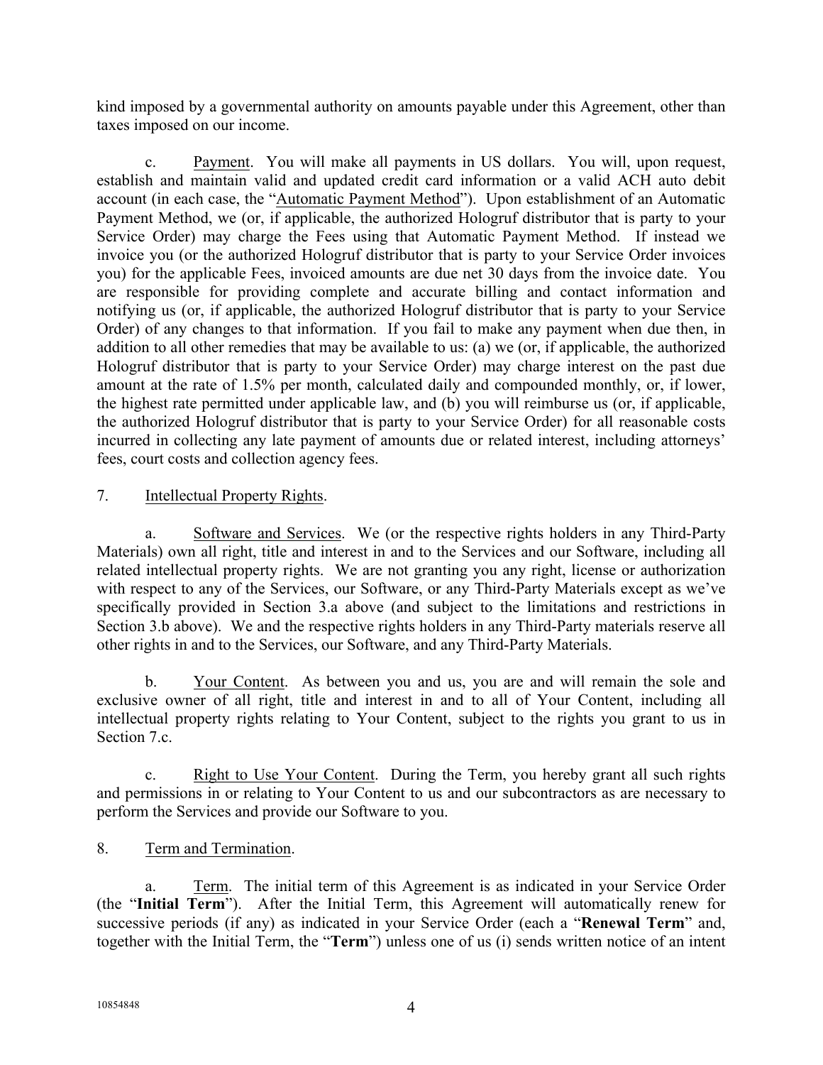kind imposed by a governmental authority on amounts payable under this Agreement, other than taxes imposed on our income.

c. Payment. You will make all payments in US dollars. You will, upon request, establish and maintain valid and updated credit card information or a valid ACH auto debit account (in each case, the "Automatic Payment Method"). Upon establishment of an Automatic Payment Method, we (or, if applicable, the authorized Hologruf distributor that is party to your Service Order) may charge the Fees using that Automatic Payment Method. If instead we invoice you (or the authorized Hologruf distributor that is party to your Service Order invoices you) for the applicable Fees, invoiced amounts are due net 30 days from the invoice date. You are responsible for providing complete and accurate billing and contact information and notifying us (or, if applicable, the authorized Hologruf distributor that is party to your Service Order) of any changes to that information. If you fail to make any payment when due then, in addition to all other remedies that may be available to us: (a) we (or, if applicable, the authorized Hologruf distributor that is party to your Service Order) may charge interest on the past due amount at the rate of 1.5% per month, calculated daily and compounded monthly, or, if lower, the highest rate permitted under applicable law, and (b) you will reimburse us (or, if applicable, the authorized Hologruf distributor that is party to your Service Order) for all reasonable costs incurred in collecting any late payment of amounts due or related interest, including attorneys' fees, court costs and collection agency fees.

7. Intellectual Property Rights.

a. Software and Services. We (or the respective rights holders in any Third-Party Materials) own all right, title and interest in and to the Services and our Software, including all related intellectual property rights. We are not granting you any right, license or authorization with respect to any of the Services, our Software, or any Third-Party Materials except as we've specifically provided in Section 3.a above (and subject to the limitations and restrictions in Section 3.b above). We and the respective rights holders in any Third-Party materials reserve all other rights in and to the Services, our Software, and any Third-Party Materials.

b. Your Content. As between you and us, you are and will remain the sole and exclusive owner of all right, title and interest in and to all of Your Content, including all intellectual property rights relating to Your Content, subject to the rights you grant to us in Section 7.c.

c. Right to Use Your Content. During the Term, you hereby grant all such rights and permissions in or relating to Your Content to us and our subcontractors as are necessary to perform the Services and provide our Software to you.

8. Term and Termination.

a. Term. The initial term of this Agreement is as indicated in your Service Order (the "**Initial Term**"). After the Initial Term, this Agreement will automatically renew for successive periods (if any) as indicated in your Service Order (each a "**Renewal Term**" and, together with the Initial Term, the "**Term**") unless one of us (i) sends written notice of an intent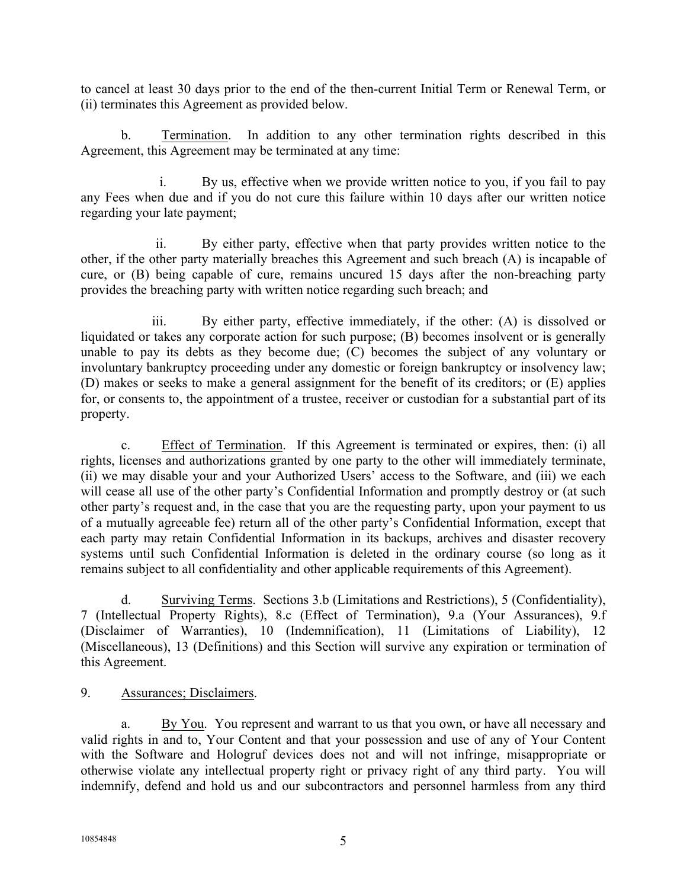to cancel at least 30 days prior to the end of the then-current Initial Term or Renewal Term, or (ii) terminates this Agreement as provided below.

b. Termination. In addition to any other termination rights described in this Agreement, this Agreement may be terminated at any time:

i. By us, effective when we provide written notice to you, if you fail to pay any Fees when due and if you do not cure this failure within 10 days after our written notice regarding your late payment;

ii. By either party, effective when that party provides written notice to the other, if the other party materially breaches this Agreement and such breach (A) is incapable of cure, or (B) being capable of cure, remains uncured 15 days after the non-breaching party provides the breaching party with written notice regarding such breach; and

iii. By either party, effective immediately, if the other: (A) is dissolved or liquidated or takes any corporate action for such purpose; (B) becomes insolvent or is generally unable to pay its debts as they become due; (C) becomes the subject of any voluntary or involuntary bankruptcy proceeding under any domestic or foreign bankruptcy or insolvency law; (D) makes or seeks to make a general assignment for the benefit of its creditors; or (E) applies for, or consents to, the appointment of a trustee, receiver or custodian for a substantial part of its property.

c. Effect of Termination. If this Agreement is terminated or expires, then: (i) all rights, licenses and authorizations granted by one party to the other will immediately terminate, (ii) we may disable your and your Authorized Users' access to the Software, and (iii) we each will cease all use of the other party's Confidential Information and promptly destroy or (at such other party's request and, in the case that you are the requesting party, upon your payment to us of a mutually agreeable fee) return all of the other party's Confidential Information, except that each party may retain Confidential Information in its backups, archives and disaster recovery systems until such Confidential Information is deleted in the ordinary course (so long as it remains subject to all confidentiality and other applicable requirements of this Agreement).

d. Surviving Terms. Sections 3.b (Limitations and Restrictions), 5 (Confidentiality), 7 (Intellectual Property Rights), 8.c (Effect of Termination), 9.a (Your Assurances), 9.f (Disclaimer of Warranties), 10 (Indemnification), 11 (Limitations of Liability), 12 (Miscellaneous), 13 (Definitions) and this Section will survive any expiration or termination of this Agreement.

9. Assurances; Disclaimers.

a. By You. You represent and warrant to us that you own, or have all necessary and valid rights in and to, Your Content and that your possession and use of any of Your Content with the Software and Hologruf devices does not and will not infringe, misappropriate or otherwise violate any intellectual property right or privacy right of any third party. You will indemnify, defend and hold us and our subcontractors and personnel harmless from any third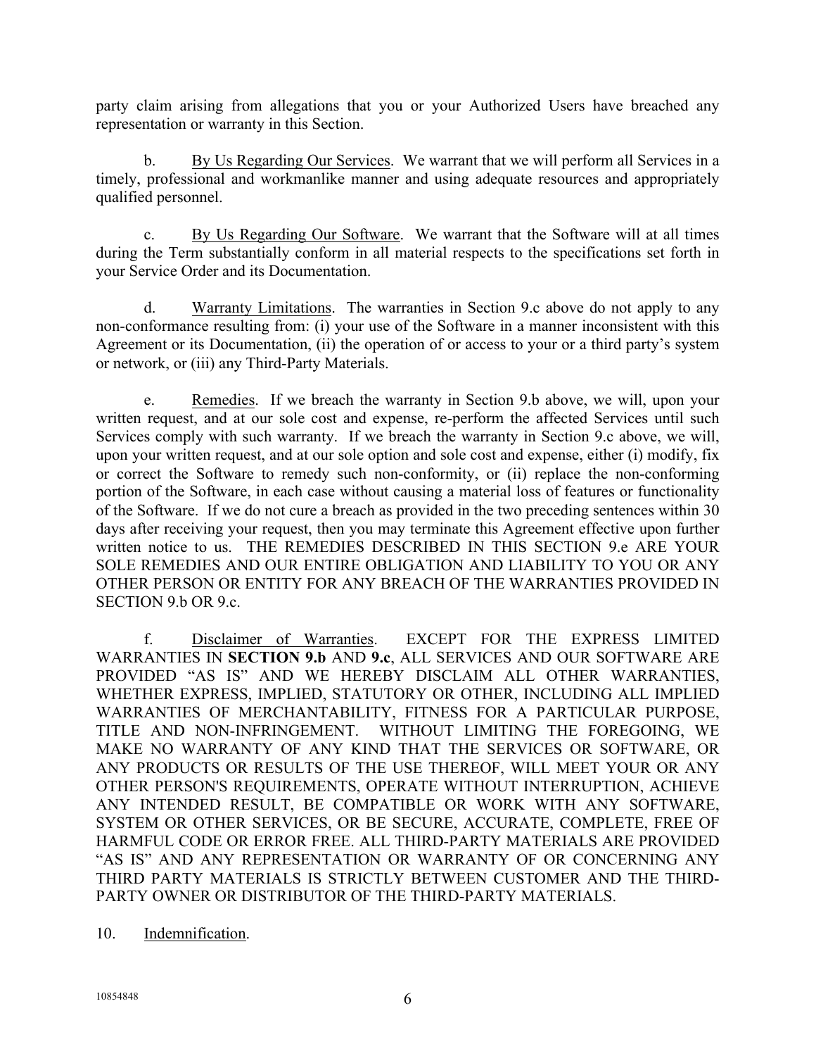party claim arising from allegations that you or your Authorized Users have breached any representation or warranty in this Section.

b. <u>By Us Regarding Our Services</u>. We warrant that we will perform all Services in a timely, professional and workmanlike manner and using adequate resources and appropriately qualified personnel.

c. <u>By Us Regarding Our Software</u>. We warrant that the Software will at all times during the Term substantially conform in all material respects to the specifications set forth in your Service Order and its Documentation.

d. <u>Warranty Limitations</u>. The warranties in Section 9.c above do not apply to any non-conformance resulting from: (i) your use of the Software in a manner inconsistent with this Agreement or its Documentation, (ii) the operation of or access to your or a third party's system or network, or (iii) any Third-Party Materials.

e. <u>Remedies</u>. If we breach the warranty in Section 9.b above, we will, upon your written request, and at our sole cost and expense, re-perform the affected Services until such Services comply with such warranty. If we breach the warranty in Section 9.c above, we will, upon your written request, and at our sole option and sole cost and expense, either (i) modify, fix or correct the Software to remedy such non-conformity, or (ii) replace the non-conforming portion of the Software, in each case without causing a material loss of features or functionality of the Software. If we do not cure a breach as provided in the two preceding sentences within 30 days after receiving your request, then you may terminate this Agreement effective upon further written notice to us. THE REMEDIES DESCRIBED IN THIS SECTION 9.e ARE YOUR SOLE REMEDIES AND OUR ENTIRE OBLIGATION AND LIABILITY TO YOU OR ANY OTHER PERSON OR ENTITY FOR ANY BREACH OF THE WARRANTIES PROVIDED IN SECTION 9.b OR 9.c.

f. <u>Disclaimer of Warranties</u>. EXCEPT FOR THE EXPRESS LIMITED WARRANTIES IN **SECTION 9.b** AND **9.c**, ALL SERVICES AND OUR SOFTWARE ARE PROVIDED "AS IS" AND WE HEREBY DISCLAIM ALL OTHER WARRANTIES, WHETHER EXPRESS, IMPLIED, STATUTORY OR OTHER, INCLUDING ALL IMPLIED WARRANTIES OF MERCHANTABILITY, FITNESS FOR A PARTICULAR PURPOSE, TITLE AND NON-INFRINGEMENT. WITHOUT LIMITING THE FOREGOING, WE MAKE NO WARRANTY OF ANY KIND THAT THE SERVICES OR SOFTWARE, OR ANY PRODUCTS OR RESULTS OF THE USE THEREOF, WILL MEET YOUR OR ANY OTHER PERSON'S REQUIREMENTS, OPERATE WITHOUT INTERRUPTION, ACHIEVE ANY INTENDED RESULT, BE COMPATIBLE OR WORK WITH ANY SOFTWARE, SYSTEM OR OTHER SERVICES, OR BE SECURE, ACCURATE, COMPLETE, FREE OF HARMFUL CODE OR ERROR FREE. ALL THIRD-PARTY MATERIALS ARE PROVIDED "AS IS" AND ANY REPRESENTATION OR WARRANTY OF OR CONCERNING ANY THIRD PARTY MATERIALS IS STRICTLY BETWEEN CUSTOMER AND THE THIRD-PARTY OWNER OR DISTRIBUTOR OF THE THIRD-PARTY MATERIALS.

10. <u>Indemnification</u>.

10854848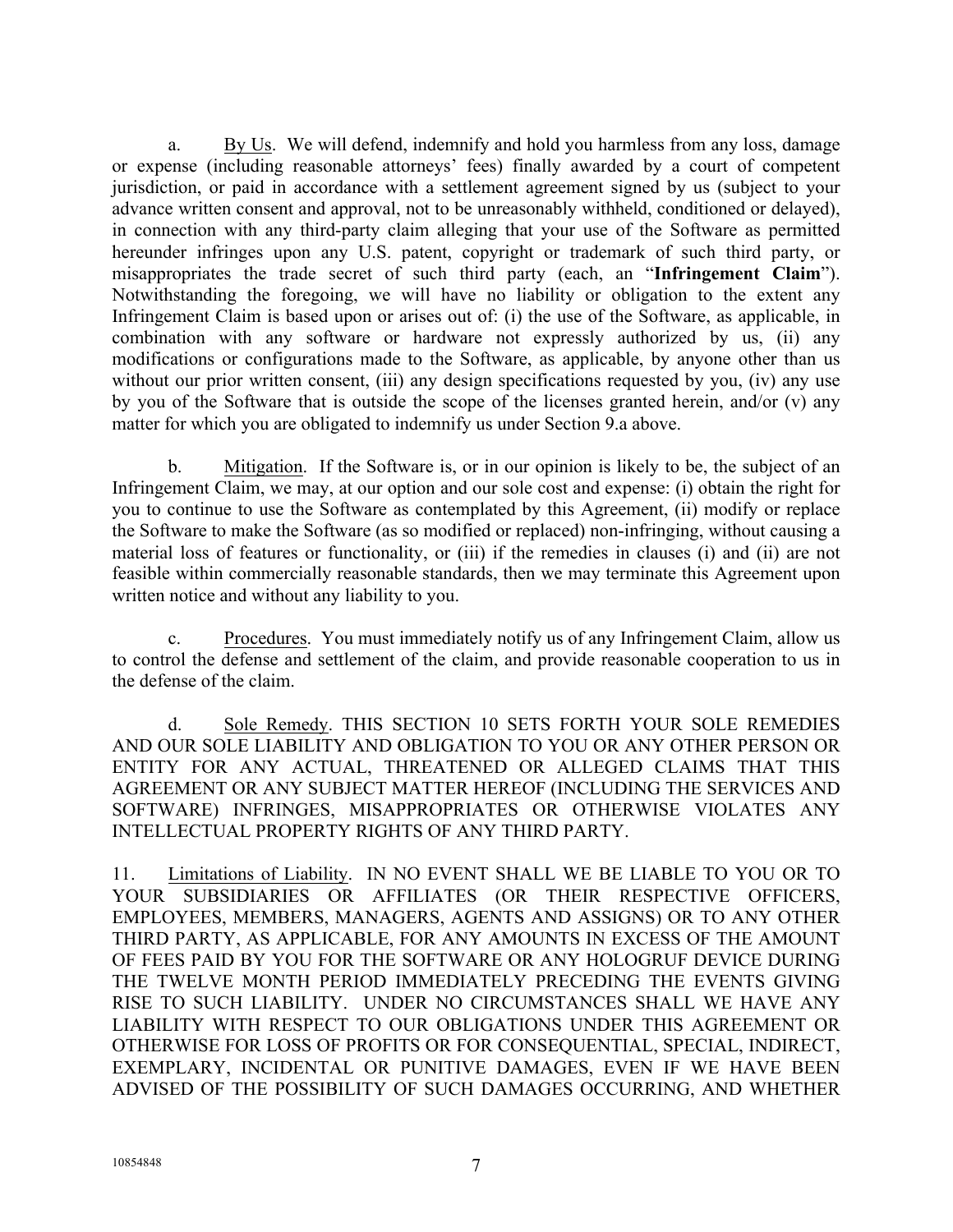a. By Us. We will defend, indemnify and hold you harmless from any loss, damage or expense (including reasonable attorneys' fees) finally awarded by a court of competent jurisdiction, or paid in accordance with a settlement agreement signed by us (subject to your advance written consent and approval, not to be unreasonably withheld, conditioned or delayed), in connection with any third-party claim alleging that your use of the Software as permitted hereunder infringes upon any U.S. patent, copyright or trademark of such third party, or misappropriates the trade secret of such third party (each, an "**Infringement Claim**"). Notwithstanding the foregoing, we will have no liability or obligation to the extent any Infringement Claim is based upon or arises out of: (i) the use of the Software, as applicable, in combination with any software or hardware not expressly authorized by us, (ii) any modifications or configurations made to the Software, as applicable, by anyone other than us without our prior written consent, (iii) any design specifications requested by you, (iv) any use by you of the Software that is outside the scope of the licenses granted herein, and/or (v) any matter for which you are obligated to indemnify us under Section 9.a above.

b. Mitigation. If the Software is, or in our opinion is likely to be, the subject of an Infringement Claim, we may, at our option and our sole cost and expense: (i) obtain the right for you to continue to use the Software as contemplated by this Agreement, (ii) modify or replace the Software to make the Software (as so modified or replaced) non-infringing, without causing a material loss of features or functionality, or (iii) if the remedies in clauses (i) and (ii) are not feasible within commercially reasonable standards, then we may terminate this Agreement upon written notice and without any liability to you.

c. Procedures. You must immediately notify us of any Infringement Claim, allow us to control the defense and settlement of the claim, and provide reasonable cooperation to us in the defense of the claim.

d. Sole Remedy. THIS SECTION 10 SETS FORTH YOUR SOLE REMEDIES AND OUR SOLE LIABILITY AND OBLIGATION TO YOU OR ANY OTHER PERSON OR ENTITY FOR ANY ACTUAL, THREATENED OR ALLEGED CLAIMS THAT THIS AGREEMENT OR ANY SUBJECT MATTER HEREOF (INCLUDING THE SERVICES AND SOFTWARE) INFRINGES, MISAPPROPRIATES OR OTHERWISE VIOLATES ANY INTELLECTUAL PROPERTY RIGHTS OF ANY THIRD PARTY.

11. Limitations of Liability. IN NO EVENT SHALL WE BE LIABLE TO YOU OR TO YOUR SUBSIDIARIES OR AFFILIATES (OR THEIR RESPECTIVE OFFICERS, EMPLOYEES, MEMBERS, MANAGERS, AGENTS AND ASSIGNS) OR TO ANY OTHER THIRD PARTY, AS APPLICABLE, FOR ANY AMOUNTS IN EXCESS OF THE AMOUNT OF FEES PAID BY YOU FOR THE SOFTWARE OR ANY HOLOGRUF DEVICE DURING THE TWELVE MONTH PERIOD IMMEDIATELY PRECEDING THE EVENTS GIVING RISE TO SUCH LIABILITY. UNDER NO CIRCUMSTANCES SHALL WE HAVE ANY LIABILITY WITH RESPECT TO OUR OBLIGATIONS UNDER THIS AGREEMENT OR OTHERWISE FOR LOSS OF PROFITS OR FOR CONSEQUENTIAL, SPECIAL, INDIRECT, EXEMPLARY, INCIDENTAL OR PUNITIVE DAMAGES, EVEN IF WE HAVE BEEN ADVISED OF THE POSSIBILITY OF SUCH DAMAGES OCCURRING, AND WHETHER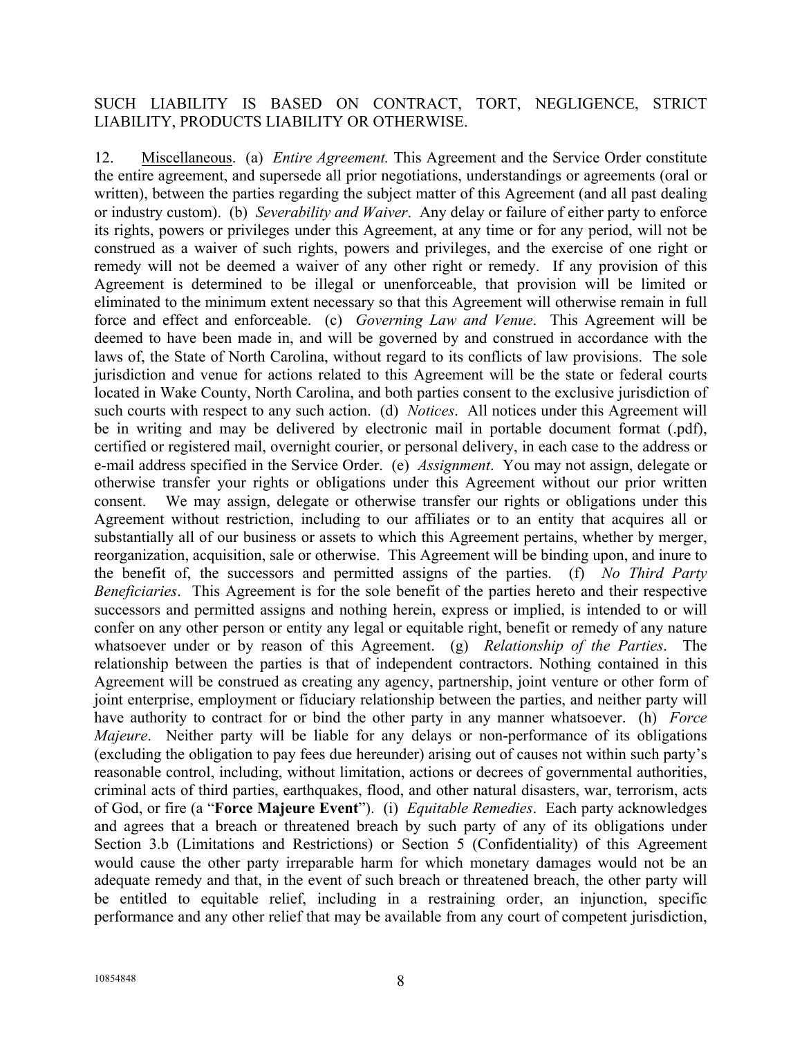SUCH LIABILITY IS BASED ON CONTRACT, TORT, NEGLIGENCE, STRICT LIABILITY, PRODUCTS LIABILITY OR OTHERWISE.

12. Miscellaneous. (a) *Entire Agreement.* This Agreement and the Service Order constitute the entire agreement, and supersede all prior negotiations, understandings or agreements (oral or written), between the parties regarding the subject matter of this Agreement (and all past dealing or industry custom). (b) *Severability and Waiver*. Any delay or failure of either party to enforce its rights, powers or privileges under this Agreement, at any time or for any period, will not be construed as a waiver of such rights, powers and privileges, and the exercise of one right or remedy will not be deemed a waiver of any other right or remedy. If any provision of this Agreement is determined to be illegal or unenforceable, that provision will be limited or eliminated to the minimum extent necessary so that this Agreement will otherwise remain in full force and effect and enforceable. (c) *Governing Law and Venue*. This Agreement will be deemed to have been made in, and will be governed by and construed in accordance with the laws of, the State of North Carolina, without regard to its conflicts of law provisions. The sole jurisdiction and venue for actions related to this Agreement will be the state or federal courts located in Wake County, North Carolina, and both parties consent to the exclusive jurisdiction of such courts with respect to any such action. (d) *Notices*. All notices under this Agreement will be in writing and may be delivered by electronic mail in portable document format (.pdf), certified or registered mail, overnight courier, or personal delivery, in each case to the address or e-mail address specified in the Service Order. (e) *Assignment*. You may not assign, delegate or otherwise transfer your rights or obligations under this Agreement without our prior written consent. We may assign, delegate or otherwise transfer our rights or obligations under this Agreement without restriction, including to our affiliates or to an entity that acquires all or substantially all of our business or assets to which this Agreement pertains, whether by merger, reorganization, acquisition, sale or otherwise. This Agreement will be binding upon, and inure to the benefit of, the successors and permitted assigns of the parties. (f) *No Third Party Beneficiaries*. This Agreement is for the sole benefit of the parties hereto and their respective successors and permitted assigns and nothing herein, express or implied, is intended to or will confer on any other person or entity any legal or equitable right, benefit or remedy of any nature whatsoever under or by reason of this Agreement. (g) *Relationship of the Parties*. The relationship between the parties is that of independent contractors. Nothing contained in this Agreement will be construed as creating any agency, partnership, joint venture or other form of joint enterprise, employment or fiduciary relationship between the parties, and neither party will have authority to contract for or bind the other party in any manner whatsoever. (h) *Force Majeure*. Neither party will be liable for any delays or non-performance of its obligations (excluding the obligation to pay fees due hereunder) arising out of causes not within such party's reasonable control, including, without limitation, actions or decrees of governmental authorities, criminal acts of third parties, earthquakes, flood, and other natural disasters, war, terrorism, acts of God, or fire (a "**Force Majeure Event**"). (i) *Equitable Remedies*. Each party acknowledges and agrees that a breach or threatened breach by such party of any of its obligations under Section 3.b (Limitations and Restrictions) or Section 5 (Confidentiality) of this Agreement would cause the other party irreparable harm for which monetary damages would not be an adequate remedy and that, in the event of such breach or threatened breach, the other party will be entitled to equitable relief, including in a restraining order, an injunction, specific performance and any other relief that may be available from any court of competent jurisdiction,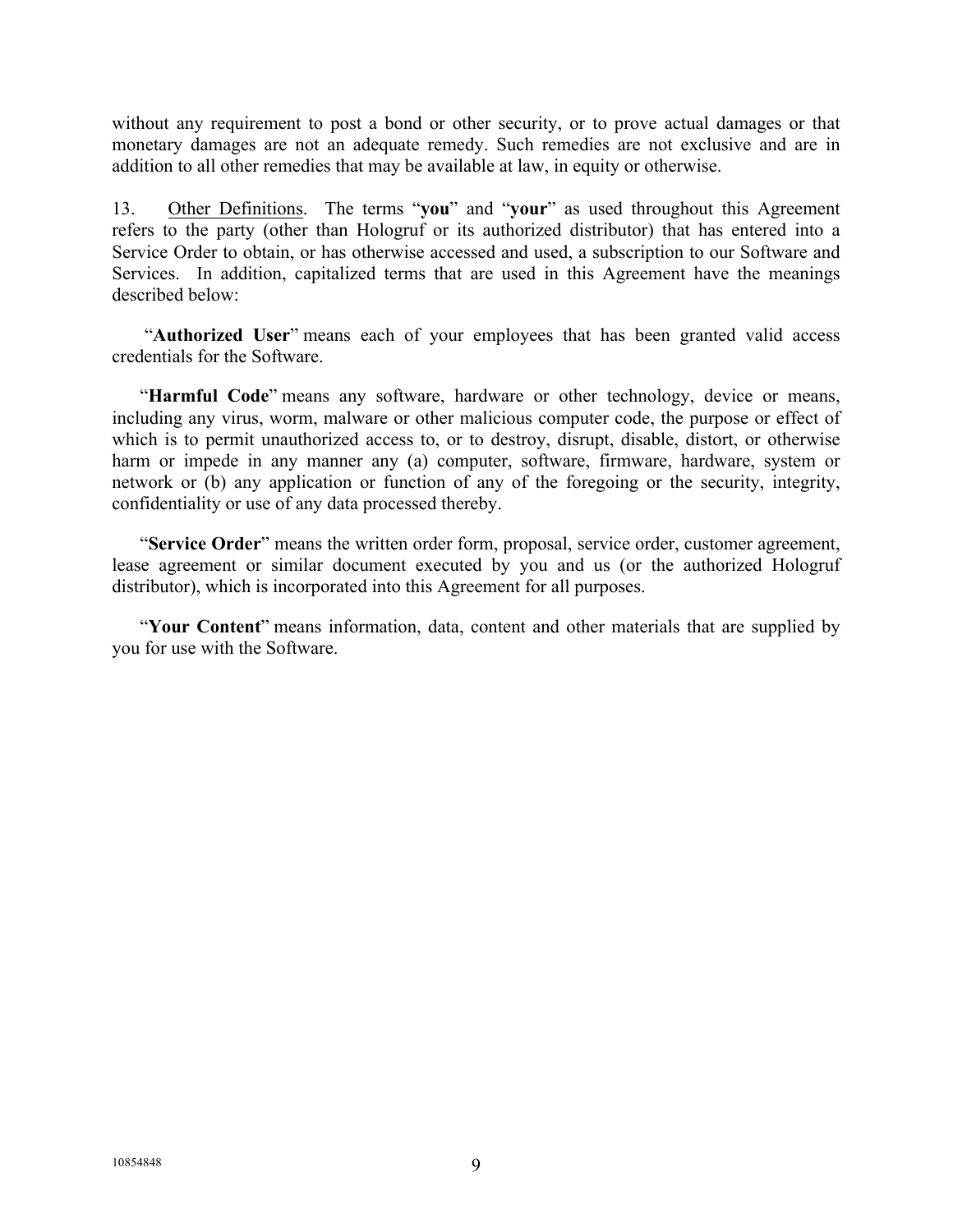without any requirement to post a bond or other security, or to prove actual damages or that monetary damages are not an adequate remedy. Such remedies are not exclusive and are in addition to all other remedies that may be available at law, in equity or otherwise.

13. Other Definitions. The terms "**you**" and "**your**" as used throughout this Agreement refers to the party (other than Hologruf or its authorized distributor) that has entered into a Service Order to obtain, or has otherwise accessed and used, a subscription to our Software and Services. In addition, capitalized terms that are used in this Agreement have the meanings described below:

"**Authorized User**" means each of your employees that has been granted valid access credentials for the Software.

"**Harmful Code**" means any software, hardware or other technology, device or means, including any virus, worm, malware or other malicious computer code, the purpose or effect of which is to permit unauthorized access to, or to destroy, disrupt, disable, distort, or otherwise harm or impede in any manner any (a) computer, software, firmware, hardware, system or network or (b) any application or function of any of the foregoing or the security, integrity, confidentiality or use of any data processed thereby.

"**Service Order**" means the written order form, proposal, service order, customer agreement, lease agreement or similar document executed by you and us (or the authorized Hologruf distributor), which is incorporated into this Agreement for all purposes.

"**Your Content**" means information, data, content and other materials that are supplied by you for use with the Software.

10854848